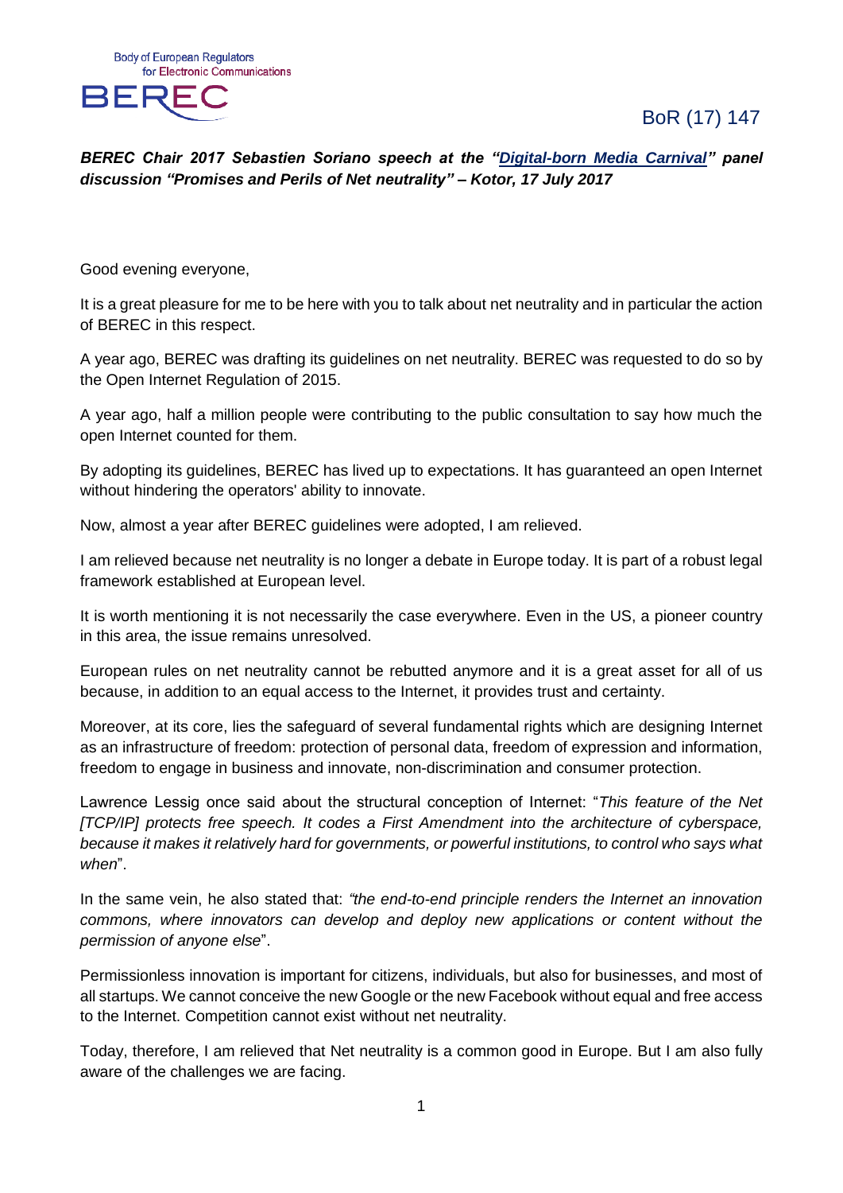Body of European Regulators for Electronic Communications

BEREC

BoR (17) 147

***BEREC Chair 2017 Sebastien Soriano speech at the "[Digital-born Media Carnival]" panel discussion "Promises and Perils of Net neutrality" – Kotor, 17 July 2017***

Good evening everyone,

It is a great pleasure for me to be here with you to talk about net neutrality and in particular the action of BEREC in this respect.

A year ago, BEREC was drafting its guidelines on net neutrality. BEREC was requested to do so by the Open Internet Regulation of 2015.

A year ago, half a million people were contributing to the public consultation to say how much the open Internet counted for them.

By adopting its guidelines, BEREC has lived up to expectations. It has guaranteed an open Internet without hindering the operators' ability to innovate.

Now, almost a year after BEREC guidelines were adopted, I am relieved.

I am relieved because net neutrality is no longer a debate in Europe today. It is part of a robust legal framework established at European level.

It is worth mentioning it is not necessarily the case everywhere. Even in the US, a pioneer country in this area, the issue remains unresolved.

European rules on net neutrality cannot be rebutted anymore and it is a great asset for all of us because, in addition to an equal access to the Internet, it provides trust and certainty.

Moreover, at its core, lies the safeguard of several fundamental rights which are designing Internet as an infrastructure of freedom: protection of personal data, freedom of expression and information, freedom to engage in business and innovate, non-discrimination and consumer protection.

Lawrence Lessig once said about the structural conception of Internet: "*This feature of the Net [TCP/IP] protects free speech. It codes a First Amendment into the architecture of cyberspace, because it makes it relatively hard for governments, or powerful institutions, to control who says what when*".

In the same vein, he also stated that: *"the end-to-end principle renders the Internet an innovation commons, where innovators can develop and deploy new applications or content without the permission of anyone else*".

Permissionless innovation is important for citizens, individuals, but also for businesses, and most of all startups. We cannot conceive the new Google or the new Facebook without equal and free access to the Internet. Competition cannot exist without net neutrality.

Today, therefore, I am relieved that Net neutrality is a common good in Europe. But I am also fully aware of the challenges we are facing.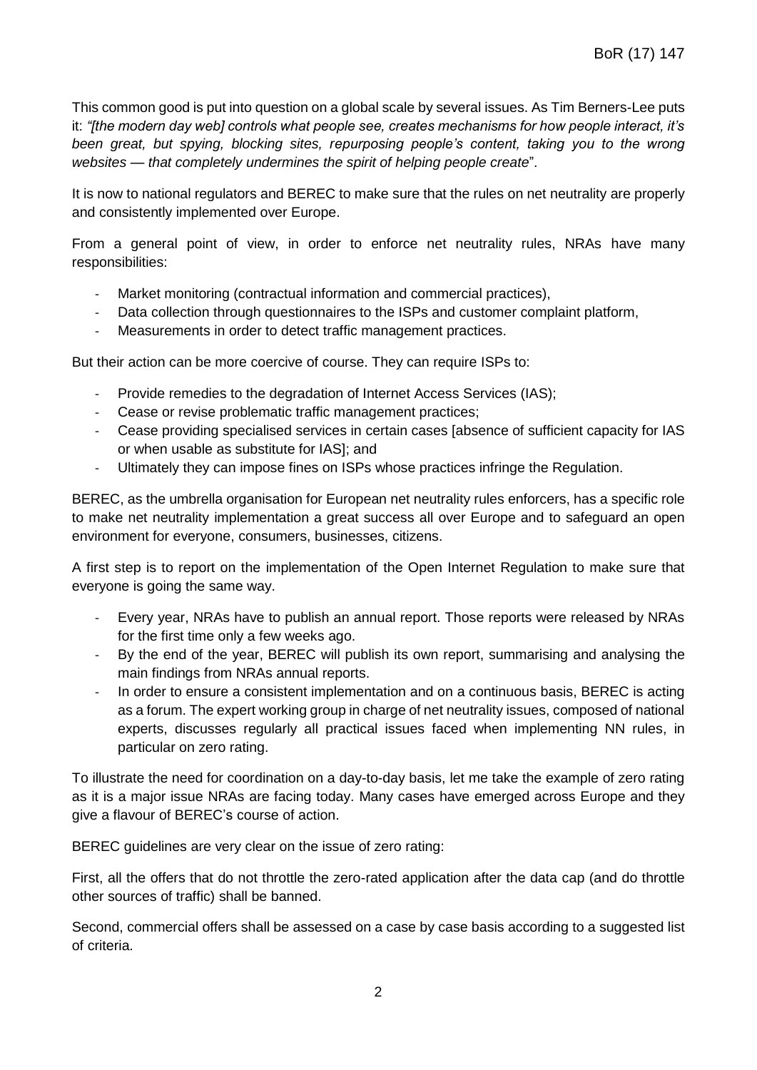This common good is put into question on a global scale by several issues. As Tim Berners-Lee puts it: *"[the modern day web] controls what people see, creates mechanisms for how people interact, it's been great, but spying, blocking sites, repurposing people's content, taking you to the wrong websites — that completely undermines the spirit of helping people create*".

It is now to national regulators and BEREC to make sure that the rules on net neutrality are properly and consistently implemented over Europe.

From a general point of view, in order to enforce net neutrality rules, NRAs have many responsibilities:

- Market monitoring (contractual information and commercial practices),
- Data collection through questionnaires to the ISPs and customer complaint platform,
- Measurements in order to detect traffic management practices.

But their action can be more coercive of course. They can require ISPs to:

- Provide remedies to the degradation of Internet Access Services (IAS);
- Cease or revise problematic traffic management practices;
- Cease providing specialised services in certain cases [absence of sufficient capacity for IAS or when usable as substitute for IAS]; and
- Ultimately they can impose fines on ISPs whose practices infringe the Regulation.

BEREC, as the umbrella organisation for European net neutrality rules enforcers, has a specific role to make net neutrality implementation a great success all over Europe and to safeguard an open environment for everyone, consumers, businesses, citizens.

A first step is to report on the implementation of the Open Internet Regulation to make sure that everyone is going the same way.

- Every year, NRAs have to publish an annual report. Those reports were released by NRAs for the first time only a few weeks ago.
- By the end of the year, BEREC will publish its own report, summarising and analysing the main findings from NRAs annual reports.
- In order to ensure a consistent implementation and on a continuous basis, BEREC is acting as a forum. The expert working group in charge of net neutrality issues, composed of national experts, discusses regularly all practical issues faced when implementing NN rules, in particular on zero rating.

To illustrate the need for coordination on a day-to-day basis, let me take the example of zero rating as it is a major issue NRAs are facing today. Many cases have emerged across Europe and they give a flavour of BEREC's course of action.

BEREC guidelines are very clear on the issue of zero rating:

First, all the offers that do not throttle the zero-rated application after the data cap (and do throttle other sources of traffic) shall be banned.

Second, commercial offers shall be assessed on a case by case basis according to a suggested list of criteria.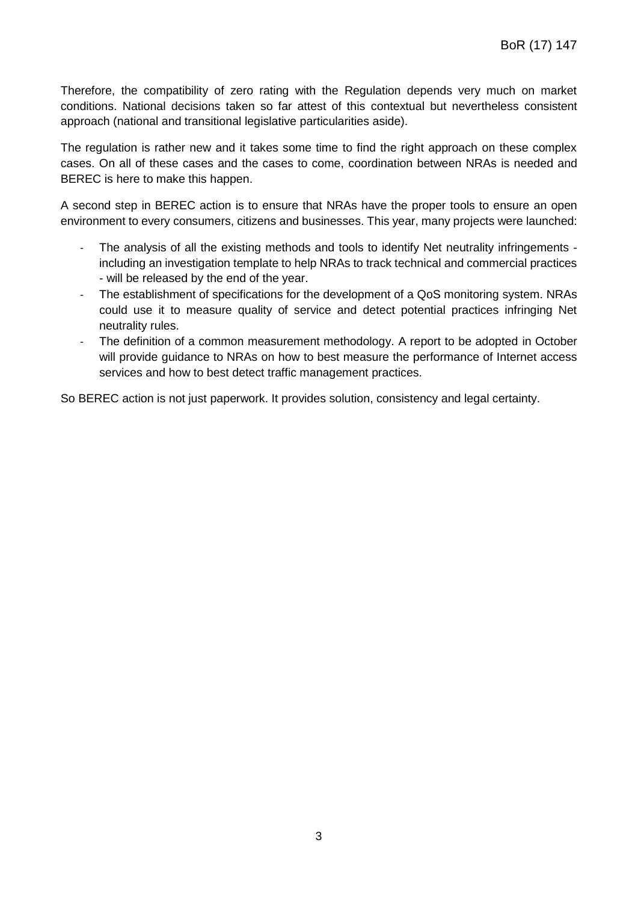Therefore, the compatibility of zero rating with the Regulation depends very much on market conditions. National decisions taken so far attest of this contextual but nevertheless consistent approach (national and transitional legislative particularities aside).

The regulation is rather new and it takes some time to find the right approach on these complex cases. On all of these cases and the cases to come, coordination between NRAs is needed and BEREC is here to make this happen.

A second step in BEREC action is to ensure that NRAs have the proper tools to ensure an open environment to every consumers, citizens and businesses. This year, many projects were launched:

- The analysis of all the existing methods and tools to identify Net neutrality infringements - including an investigation template to help NRAs to track technical and commercial practices - will be released by the end of the year.
- The establishment of specifications for the development of a QoS monitoring system. NRAs could use it to measure quality of service and detect potential practices infringing Net neutrality rules.
- The definition of a common measurement methodology. A report to be adopted in October will provide guidance to NRAs on how to best measure the performance of Internet access services and how to best detect traffic management practices.

So BEREC action is not just paperwork. It provides solution, consistency and legal certainty.